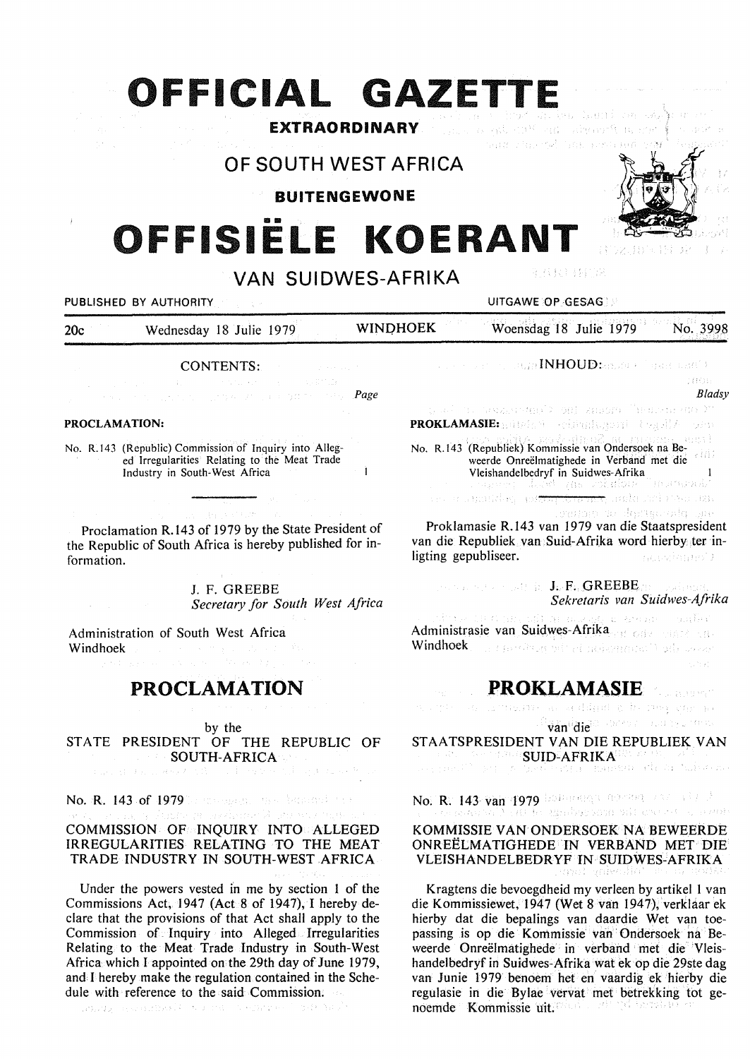# OFFICIAL GAZETTE

**EXTRAORDINARY**

## OF SOUTH WEST AFRICA

**BUITENGEWONE**

# OFFISIËLE KOERANT

## VAN SUIDWES-AFRIKA

PUBLISHED BY AUTHORITY — UITGAWE OP GESAG

20c — Wednesday 18 Julie 1979 — WINDHOEK — Woensdag 18 Julie 1979 — No. 3998

CONTENTS:

| | Page |
|---|---|
| **PROCLAMATION:** | |
| No. R.143 (Republic) Commission of Inquiry into Alleged Irregularities Relating to the Meat Trade Industry in South-West Africa | 1 |

Proclamation R.143 of 1979 by the State President of the Republic of South Africa is hereby published for information.

J. F. GREEBE
*Secretary for South West Africa*

Administration of South West Africa
Windhoek

## PROCLAMATION

by the
STATE PRESIDENT OF THE REPUBLIC OF SOUTH-AFRICA

No. R. 143 of 1979

### COMMISSION OF INQUIRY INTO ALLEGED IRREGULARITIES RELATING TO THE MEAT TRADE INDUSTRY IN SOUTH-WEST AFRICA

Under the powers vested in me by section 1 of the Commissions Act, 1947 (Act 8 of 1947), I hereby declare that the provisions of that Act shall apply to the Commission of Inquiry into Alleged Irregularities Relating to the Meat Trade Industry in South-West Africa which I appointed on the 29th day of June 1979, and I hereby make the regulation contained in the Schedule with reference to the said Commission.

INHOUD:

| | Bladsy |
|---|---|
| **PROKLAMASIE:** | |
| No. R.143 (Republiek) Kommissie van Ondersoek na Beweerde Onreëlmatighede in Verband met die Vleishandelbedryf in Suidwes-Afrika | 1 |

Proklamasie R.143 van 1979 van die Staatspresident van die Republiek van Suid-Afrika word hierby ter inligting gepubliseer.

J. F. GREEBE
*Sekretaris van Suidwes-Afrika*

Administrasie van Suidwes-Afrika
Windhoek

## PROKLAMASIE

van die
STAATSPRESIDENT VAN DIE REPUBLIEK VAN SUID-AFRIKA

No. R. 143 van 1979

### KOMMISSIE VAN ONDERSOEK NA BEWEERDE ONREËLMATIGHEDE IN VERBAND MET DIE VLEISHANDELBEDRYF IN SUIDWES-AFRIKA

Kragtens die bevoegdheid my verleen by artikel 1 van die Kommissiewet, 1947 (Wet 8 van 1947), verklaar ek hierby dat die bepalings van daardie Wet van toepassing is op die Kommissie van Ondersoek na Beweerde Onreëlmatighede in verband met die Vleishandelbedryf in Suidwes-Afrika wat ek op die 29ste dag van Junie 1979 benoem het en vaardig ek hierby die regulasie in die Bylae vervat met betrekking tot genoemde Kommissie uit.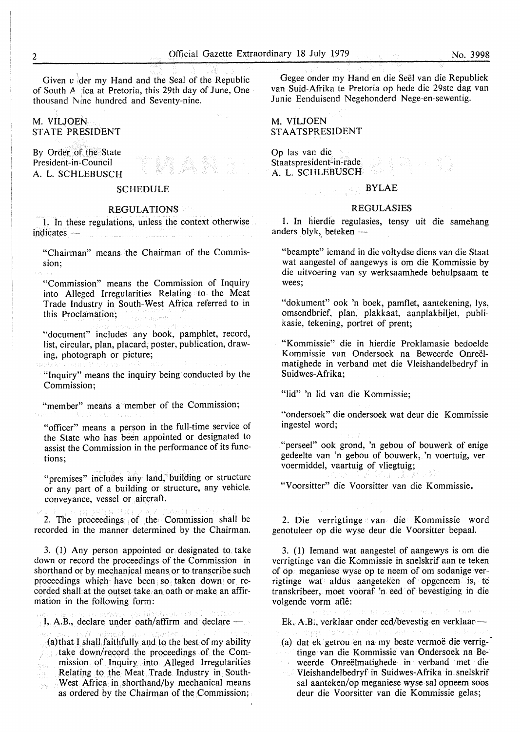Given under my Hand and the Seal of the Republic of South Africa at Pretoria, this 29th day of June, One thousand Nine hundred and Seventy-nine.

M. VILJOEN
STATE PRESIDENT

By Order of the State
President-in-Council
A. L. SCHLEBUSCH

## SCHEDULE

### REGULATIONS

1. In these regulations, unless the context otherwise indicates —

"Chairman" means the Chairman of the Commission;

"Commission" means the Commission of Inquiry into Alleged Irregularities Relating to the Meat Trade Industry in South-West Africa referred to in this Proclamation;

"document" includes any book, pamphlet, record, list, circular, plan, placard, poster, publication, drawing, photograph or picture;

"Inquiry" means the inquiry being conducted by the Commission;

"member" means a member of the Commission;

"officer" means a person in the full-time service of the State who has been appointed or designated to assist the Commission in the performance of its functions;

"premises" includes any land, building or structure or any part of a building or structure, any vehicle, conveyance, vessel or aircraft.

2. The proceedings of the Commission shall be recorded in the manner determined by the Chairman.

3. (1) Any person appointed or designated to take down or record the proceedings of the Commission in shorthand or by mechanical means or to transcribe such proceedings which have been so taken down or recorded shall at the outset take an oath or make an affirmation in the following form:

I, A.B., declare under oath/affirm and declare —

(a) that I shall faithfully and to the best of my ability take down/record the proceedings of the Commission of Inquiry into Alleged Irregularities Relating to the Meat Trade Industry in South-West Africa in shorthand/by mechanical means as ordered by the Chairman of the Commission;

Gegee onder my Hand en die Seël van die Republiek van Suid-Afrika te Pretoria op hede die 29ste dag van Junie Eenduisend Negehonderd Nege-en-sewentig.

M. VILJOEN
STAATSPRESIDENT

Op las van die
Staatspresident-in-rade
A. L. SCHLEBUSCH

## BYLAE

### REGULASIES

1. In hierdie regulasies, tensy uit die samehang anders blyk, beteken —

"beampte" iemand in die voltydse diens van die Staat wat aangestel of aangewys is om die Kommissie by die uitvoering van sy werksaamhede behulpsaam te wees;

"dokument" ook 'n boek, pamflet, aantekening, lys, omsendbrief, plan, plakkaat, aanplakbiljet, publikasie, tekening, portret of prent;

"Kommissie" die in hierdie Proklamasie bedoelde Kommissie van Ondersoek na Beweerde Onreëlmatighede in verband met die Vleishandelbedryf in Suidwes-Afrika;

"lid" 'n lid van die Kommissie;

"ondersoek" die ondersoek wat deur die Kommissie ingestel word;

"perseel" ook grond, 'n gebou of bouwerk of enige gedeelte van 'n gebou of bouwerk, 'n voertuig, vervoermiddel, vaartuig of vliegtuig;

"Voorsitter" die Voorsitter van die Kommissie.

2. Die verrigtinge van die Kommissie word genotuleer op die wyse deur die Voorsitter bepaal.

3. (1) Iemand wat aangestel of aangewys is om die verrigtinge van die Kommissie in snelskrif aan te teken of op meganiese wyse op te neem of om sodanige verrigtinge wat aldus aangeteken of opgeneem is, te transkribeer, moet vooraf 'n eed of bevestiging in die volgende vorm aflê:

Ek, A.B., verklaar onder eed/bevestig en verklaar —

(a) dat ek getrou en na my beste vermoë die verrigtinge van die Kommissie van Ondersoek na Beweerde Onreëlmatighede in verband met die Vleishandelbedryf in Suidwes-Afrika in snelskrif sal aanteken/op meganiese wyse sal opneem soos deur die Voorsitter van die Kommissie gelas;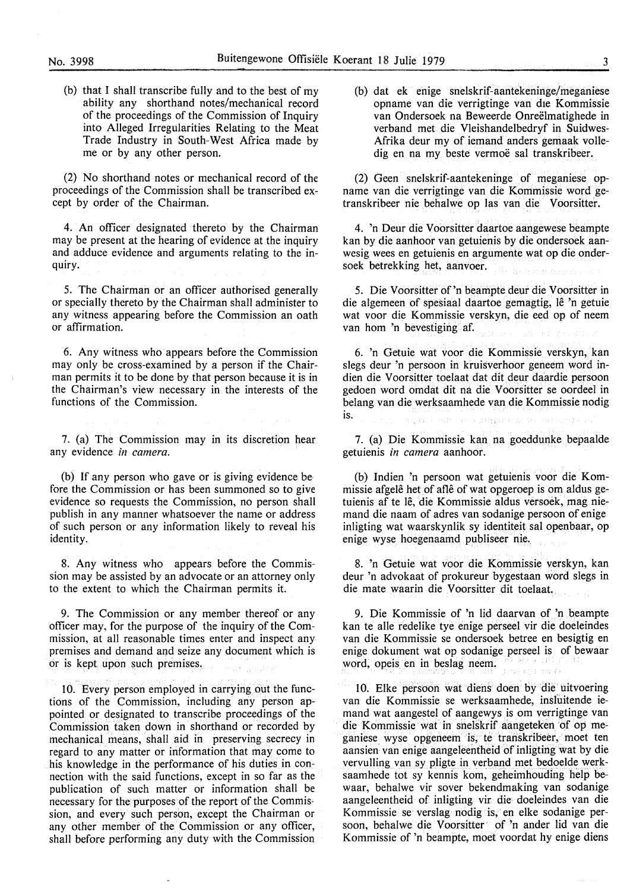(b) that I shall transcribe fully and to the best of my ability any shorthand notes/mechanical record of the proceedings of the Commission of Inquiry into Alleged Irregularities Relating to the Meat Trade Industry in South-West Africa made by me or by any other person.

(2) No shorthand notes or mechanical record of the proceedings of the Commission shall be transcribed except by order of the Chairman.

4. An officer designated thereto by the Chairman may be present at the hearing of evidence at the inquiry and adduce evidence and arguments relating to the inquiry.

5. The Chairman or an officer authorised generally or specially thereto by the Chairman shall administer to any witness appearing before the Commission an oath or affirmation.

6. Any witness who appears before the Commission may only be cross-examined by a person if the Chairman permits it to be done by that person because it is in the Chairman's view necessary in the interests of the functions of the Commission.

7. (a) The Commission may in its discretion hear any evidence *in camera*.

(b) If any person who gave or is giving evidence before the Commission or has been summoned so to give evidence so requests the Commission, no person shall publish in any manner whatsoever the name or address of such person or any information likely to reveal his identity.

8. Any witness who appears before the Commission may be assisted by an advocate or an attorney only to the extent to which the Chairman permits it.

9. The Commission or any member thereof or any officer may, for the purpose of the inquiry of the Commission, at all reasonable times enter and inspect any premises and demand and seize any document which is or is kept upon such premises.

10. Every person employed in carrying out the functions of the Commission, including any person appointed or designated to transcribe proceedings of the Commission taken down in shorthand or recorded by mechanical means, shall aid in preserving secrecy in regard to any matter or information that may come to his knowledge in the performance of his duties in connection with the said functions, except in so far as the publication of such matter or information shall be necessary for the purposes of the report of the Commission, and every such person, except the Chairman or any other member of the Commission or any officer, shall before performing any duty with the Commission

(b) dat ek enige snelskrif-aantekeninge/meganiese opname van die verrigtinge van die Kommissie van Ondersoek na Beweerde Onreëlmatighede in verband met die Vleishandelbedryf in Suidwes-Afrika deur my of iemand anders gemaak volledig en na my beste vermoë sal transkribeer.

(2) Geen snelskrif-aantekeninge of meganiese opname van die verrigtinge van die Kommissie word getranskribeer nie behalwe op las van die Voorsitter.

4. 'n Deur die Voorsitter daartoe aangewese beampte kan by die aanhoor van getuienis by die ondersoek aanwesig wees en getuienis en argumente wat op die ondersoek betrekking het, aanvoer.

5. Die Voorsitter of 'n beampte deur die Voorsitter in die algemeen of spesiaal daartoe gemagtig, lê 'n getuie wat voor die Kommissie verskyn, die eed op of neem van hom 'n bevestiging af.

6. 'n Getuie wat voor die Kommissie verskyn, kan slegs deur 'n persoon in kruisverhoor geneem word indien die Voorsitter toelaat dat dit deur daardie persoon gedoen word omdat dit na die Voorsitter se oordeel in belang van die werksaamhede van die Kommissie nodig is.

7. (a) Die Kommissie kan na goeddunke bepaalde getuienis *in camera* aanhoor.

(b) Indien 'n persoon wat getuienis voor die Kommissie afgelê het of aflê of wat opgeroep is om aldus getuienis af te lê, die Kommissie aldus versoek, mag niemand die naam of adres van sodanige persoon of enige inligting wat waarskynlik sy identiteit sal openbaar, op enige wyse hoegenaamd publiseer nie.

8. 'n Getuie wat voor die Kommissie verskyn, kan deur 'n advokaat of prokureur bygestaan word slegs in die mate waarin die Voorsitter dit toelaat.

9. Die Kommissie of 'n lid daarvan of 'n beampte kan te alle redelike tye enige perseel vir die doeleindes van die Kommissie se ondersoek betree en besigtig en enige dokument wat op sodanige perseel is of bewaar word, opeis en in beslag neem.

10. Elke persoon wat diens doen by die uitvoering van die Kommissie se werksaamhede, insluitende iemand wat aangestel of aangewys is om verrigtinge van die Kommissie wat in snelskrif aangeteken of op meganiese wyse opgeneem is, te transkribeer, moet ten aansien van enige aangeleentheid of inligting wat by die vervulling van sy pligte in verband met bedoelde werksaamhede tot sy kennis kom, geheimhouding help bewaar, behalwe vir sover bekendmaking van sodanige aangeleentheid of inligting vir die doeleindes van die Kommissie se verslag nodig is, en elke sodanige persoon, behalwe die Voorsitter of 'n ander lid van die Kommissie of 'n beampte, moet voordat hy enige diens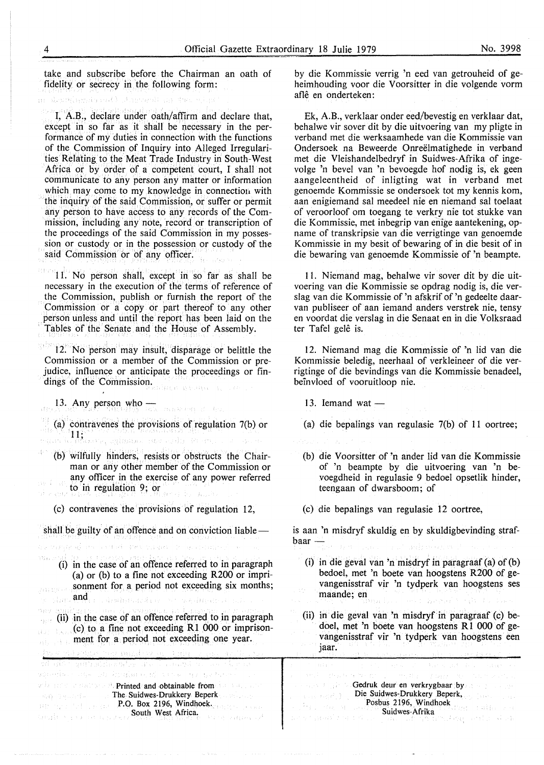take and subscribe before the Chairman an oath of fidelity or secrecy in the following form:

I, A.B., declare under oath/affirm and declare that, except in so far as it shall be necessary in the performance of my duties in connection with the functions of the Commission of Inquiry into Alleged Irregularities Relating to the Meat Trade Industry in South-West Africa or by order of a competent court, I shall not communicate to any person any matter or information which may come to my knowledge in connection with the inquiry of the said Commission, or suffer or permit any person to have access to any records of the Commission, including any note, record or transcription of the proceedings of the said Commission in my possession or custody or in the possession or custody of the said Commission or of any officer.

11. No person shall, except in so far as shall be necessary in the execution of the terms of reference of the Commission, publish or furnish the report of the Commission or a copy or part thereof to any other person unless and until the report has been laid on the Tables of the Senate and the House of Assembly.

12. No person may insult, disparage or belittle the Commission or a member of the Commission or prejudice, influence or anticipate the proceedings or findings of the Commission.

13. Any person who —

(a) contravenes the provisions of regulation 7(b) or 11;

(b) wilfully hinders, resists or obstructs the Chairman or any other member of the Commission or any officer in the exercise of any power referred to in regulation 9; or

(c) contravenes the provisions of regulation 12,

shall be guilty of an offence and on conviction liable —

(i) in the case of an offence referred to in paragraph (a) or (b) to a fine not exceeding R200 or imprisonment for a period not exceeding six months; and

(ii) in the case of an offence referred to in paragraph (c) to a fine not exceeding R1 000 or imprisonment for a period not exceeding one year.

Printed and obtainable from
The Suidwes-Drukkery Beperk
P.O. Box 2196, Windhoek.
South West Africa.

by die Kommissie verrig 'n eed van getrouheid of geheimhouding voor die Voorsitter in die volgende vorm aflê en onderteken:

Ek, A.B., verklaar onder eed/bevestig en verklaar dat, behalwe vir sover dit by die uitvoering van my pligte in verband met die werksaamhede van die Kommissie van Ondersoek na Beweerde Onreëlmatighede in verband met die Vleishandelbedryf in Suidwes-Afrika of ingevolge 'n bevel van 'n bevoegde hof nodig is, ek geen aangeleentheid of inligting wat in verband met genoemde Kommissie se ondersoek tot my kennis kom, aan enigiemand sal meedeel nie en niemand sal toelaat of veroorloof om toegang te verkry nie tot stukke van die Kommissie, met inbegrip van enige aantekening, opname of transkripsie van die verrigtinge van genoemde Kommissie in my besit of bewaring of in die besit of in die bewaring van genoemde Kommissie of 'n beampte.

11. Niemand mag, behalwe vir sover dit by die uitvoering van die Kommissie se opdrag nodig is, die verslag van die Kommissie of 'n afskrif of 'n gedeelte daarvan publiseer of aan iemand anders verstrek nie, tensy en voordat die verslag in die Senaat en in die Volksraad ter Tafel gelê is.

12. Niemand mag die Kommissie of 'n lid van die Kommissie beledig, neerhaal of verkleineer of die verrigtinge of die bevindings van die Kommissie benadeel, beïnvloed of vooruitloop nie.

13. Iemand wat —

(a) die bepalings van regulasie 7(b) of 11 oortree;

(b) die Voorsitter of 'n ander lid van die Kommissie of 'n beampte by die uitvoering van 'n bevoegdheid in regulasie 9 bedoel opsetlik hinder, teengaan of dwarsboom; of

(c) die bepalings van regulasie 12 oortree,

is aan 'n misdryf skuldig en by skuldigbevinding strafbaar —

(i) in die geval van 'n misdryf in paragraaf (a) of (b) bedoel, met 'n boete van hoogstens R200 of gevangenisstraf vir 'n tydperk van hoogstens ses maande; en

(ii) in die geval van 'n misdryf in paragraaf (c) bedoel, met 'n boete van hoogstens R1 000 of gevangenisstraf vir 'n tydperk van hoogstens een jaar.

Gedruk deur en verkrygbaar by
Die Suidwes-Drukkery Beperk,
Posbus 2196, Windhoek
Suidwes-Afrika